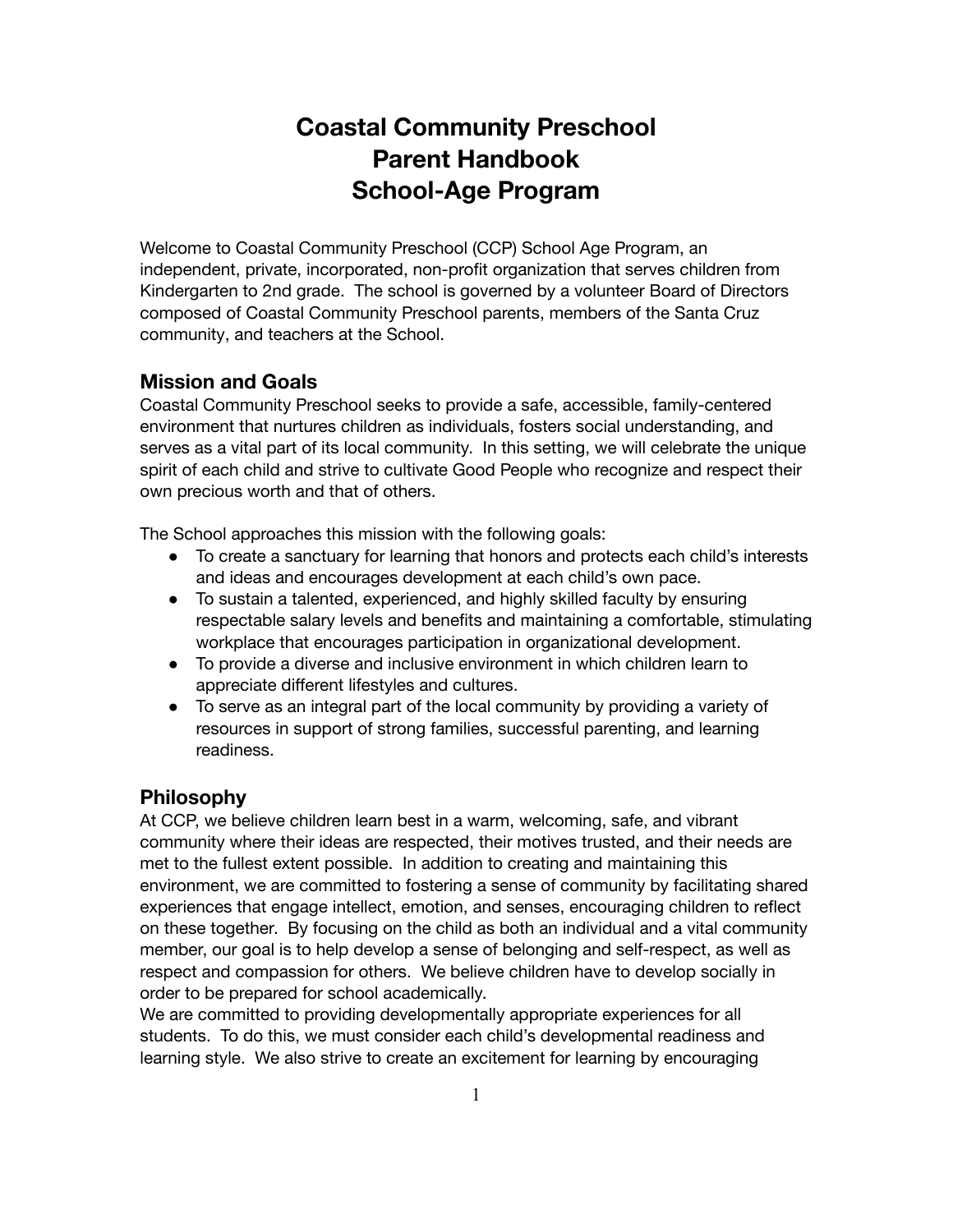# Coastal Community Preschool Parent Handbook School-Age Program

Welcome to Coastal Community Preschool (CCP) School Age Program, an independent, private, incorporated, non-profit organization that serves children from Kindergarten to 2nd grade. The school is governed by a volunteer Board of Directors composed of Coastal Community Preschool parents, members of the Santa Cruz community, and teachers at the School.

## Mission and Goals

Coastal Community Preschool seeks to provide a safe, accessible, family-centered environment that nurtures children as individuals, fosters social understanding, and serves as a vital part of its local community. In this setting, we will celebrate the unique spirit of each child and strive to cultivate Good People who recognize and respect their own precious worth and that of others.

The School approaches this mission with the following goals:

- To create a sanctuary for learning that honors and protects each child's interests and ideas and encourages development at each child's own pace.
- To sustain a talented, experienced, and highly skilled faculty by ensuring respectable salary levels and benefits and maintaining a comfortable, stimulating workplace that encourages participation in organizational development.
- To provide a diverse and inclusive environment in which children learn to appreciate different lifestyles and cultures.
- To serve as an integral part of the local community by providing a variety of resources in support of strong families, successful parenting, and learning readiness.

## Philosophy

At CCP, we believe children learn best in a warm, welcoming, safe, and vibrant community where their ideas are respected, their motives trusted, and their needs are met to the fullest extent possible. In addition to creating and maintaining this environment, we are committed to fostering a sense of community by facilitating shared experiences that engage intellect, emotion, and senses, encouraging children to reflect on these together. By focusing on the child as both an individual and a vital community member, our goal is to help develop a sense of belonging and self-respect, as well as respect and compassion for others. We believe children have to develop socially in order to be prepared for school academically.

We are committed to providing developmentally appropriate experiences for all students. To do this, we must consider each child's developmental readiness and learning style. We also strive to create an excitement for learning by encouraging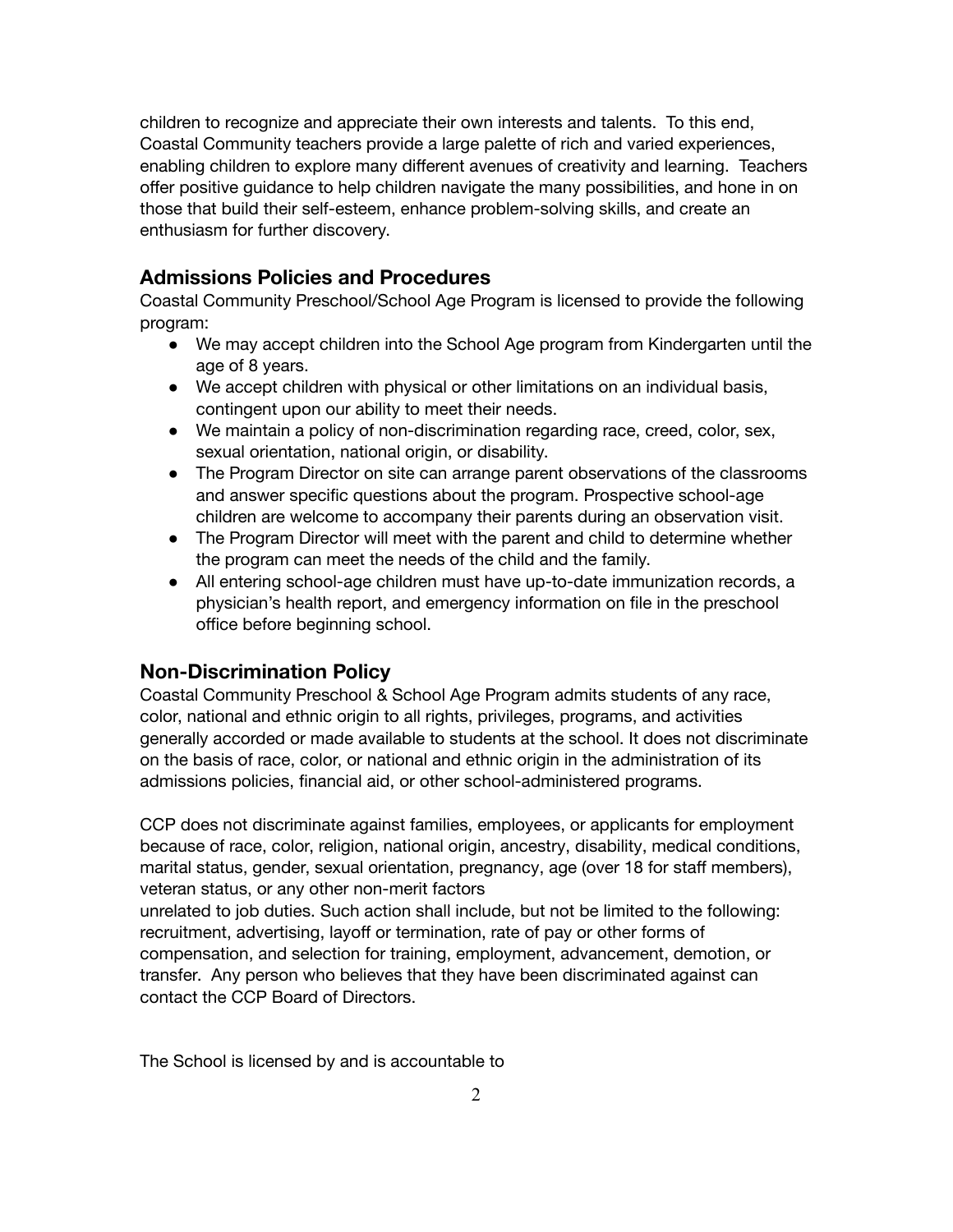children to recognize and appreciate their own interests and talents. To this end, Coastal Community teachers provide a large palette of rich and varied experiences, enabling children to explore many different avenues of creativity and learning. Teachers offer positive guidance to help children navigate the many possibilities, and hone in on those that build their self-esteem, enhance problem-solving skills, and create an enthusiasm for further discovery.

## Admissions Policies and Procedures

Coastal Community Preschool/School Age Program is licensed to provide the following program:

- We may accept children into the School Age program from Kindergarten until the age of 8 years.
- We accept children with physical or other limitations on an individual basis, contingent upon our ability to meet their needs.
- We maintain a policy of non-discrimination regarding race, creed, color, sex, sexual orientation, national origin, or disability.
- The Program Director on site can arrange parent observations of the classrooms and answer specific questions about the program. Prospective school-age children are welcome to accompany their parents during an observation visit.
- The Program Director will meet with the parent and child to determine whether the program can meet the needs of the child and the family.
- All entering school-age children must have up-to-date immunization records, a physician's health report, and emergency information on file in the preschool office before beginning school.

## Non-Discrimination Policy

Coastal Community Preschool & School Age Program admits students of any race, color, national and ethnic origin to all rights, privileges, programs, and activities generally accorded or made available to students at the school. It does not discriminate on the basis of race, color, or national and ethnic origin in the administration of its admissions policies, financial aid, or other school-administered programs.

CCP does not discriminate against families, employees, or applicants for employment because of race, color, religion, national origin, ancestry, disability, medical conditions, marital status, gender, sexual orientation, pregnancy, age (over 18 for staff members), veteran status, or any other non-merit factors unrelated to job duties. Such action shall include, but not be limited to the following: recruitment, advertising, layoff or termination, rate of pay or other forms of compensation, and selection for training, employment, advancement, demotion, or transfer. Any person who believes that they have been discriminated against can contact the CCP Board of Directors.

The School is licensed by and is accountable to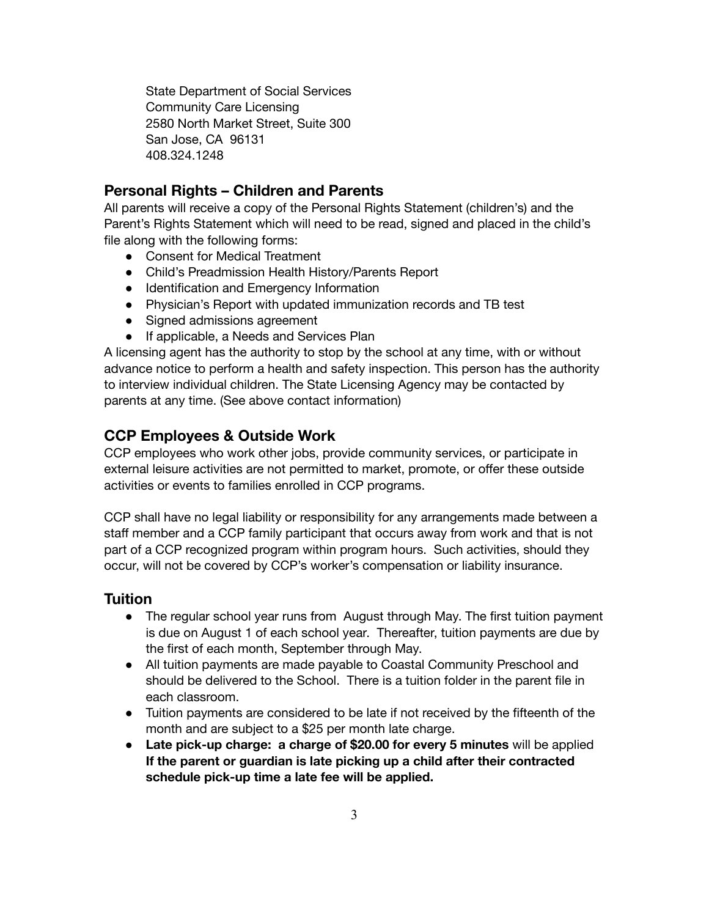State Department of Social Services
Community Care Licensing
2580 North Market Street, Suite 300
San Jose, CA 96131
408.324.1248

## Personal Rights – Children and Parents

All parents will receive a copy of the Personal Rights Statement (children's) and the Parent's Rights Statement which will need to be read, signed and placed in the child's file along with the following forms:

- Consent for Medical Treatment
- Child's Preadmission Health History/Parents Report
- Identification and Emergency Information
- Physician's Report with updated immunization records and TB test
- Signed admissions agreement
- If applicable, a Needs and Services Plan

A licensing agent has the authority to stop by the school at any time, with or without advance notice to perform a health and safety inspection. This person has the authority to interview individual children. The State Licensing Agency may be contacted by parents at any time. (See above contact information)

## CCP Employees & Outside Work

CCP employees who work other jobs, provide community services, or participate in external leisure activities are not permitted to market, promote, or offer these outside activities or events to families enrolled in CCP programs.

CCP shall have no legal liability or responsibility for any arrangements made between a staff member and a CCP family participant that occurs away from work and that is not part of a CCP recognized program within program hours. Such activities, should they occur, will not be covered by CCP's worker's compensation or liability insurance.

## Tuition

- The regular school year runs from August through May. The first tuition payment is due on August 1 of each school year. Thereafter, tuition payments are due by the first of each month, September through May.
- All tuition payments are made payable to Coastal Community Preschool and should be delivered to the School. There is a tuition folder in the parent file in each classroom.
- Tuition payments are considered to be late if not received by the fifteenth of the month and are subject to a $25 per month late charge.
- **Late pick-up charge: a charge of $20.00 for every 5 minutes** will be applied **If the parent or guardian is late picking up a child after their contracted schedule pick-up time a late fee will be applied.**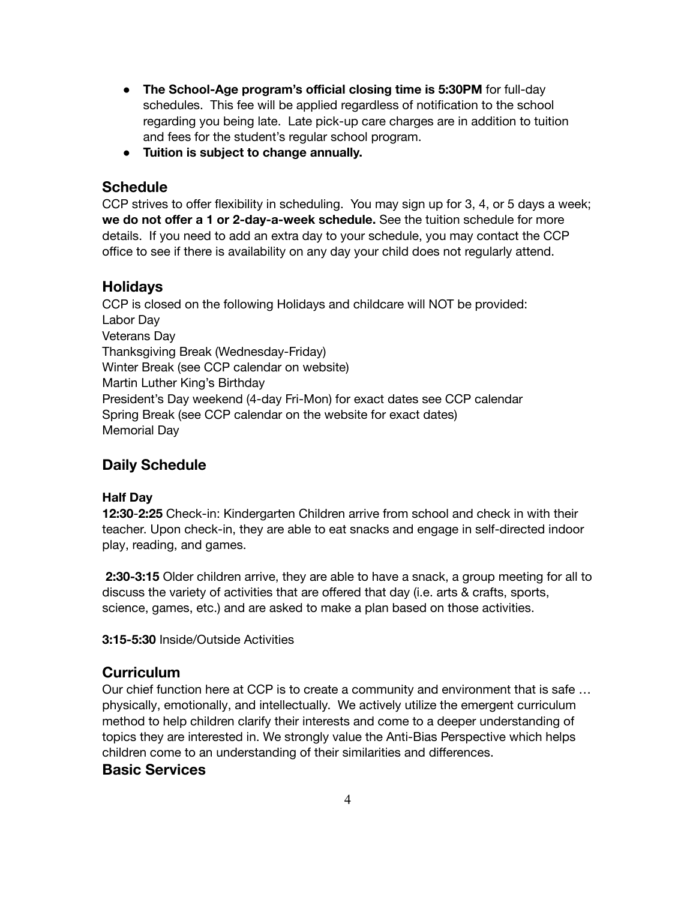- **The School-Age program's official closing time is 5:30PM** for full-day schedules. This fee will be applied regardless of notification to the school regarding you being late. Late pick-up care charges are in addition to tuition and fees for the student's regular school program.
- **Tuition is subject to change annually.**

## Schedule

CCP strives to offer flexibility in scheduling. You may sign up for 3, 4, or 5 days a week; **we do not offer a 1 or 2-day-a-week schedule.** See the tuition schedule for more details. If you need to add an extra day to your schedule, you may contact the CCP office to see if there is availability on any day your child does not regularly attend.

## Holidays

CCP is closed on the following Holidays and childcare will NOT be provided:
Labor Day
Veterans Day
Thanksgiving Break (Wednesday-Friday)
Winter Break (see CCP calendar on website)
Martin Luther King's Birthday
President's Day weekend (4-day Fri-Mon) for exact dates see CCP calendar
Spring Break (see CCP calendar on the website for exact dates)
Memorial Day

## Daily Schedule

### Half Day

**12:30**-**2:25** Check-in: Kindergarten Children arrive from school and check in with their teacher. Upon check-in, they are able to eat snacks and engage in self-directed indoor play, reading, and games.

**2:30-3:15** Older children arrive, they are able to have a snack, a group meeting for all to discuss the variety of activities that are offered that day (i.e. arts & crafts, sports, science, games, etc.) and are asked to make a plan based on those activities.

**3:15-5:30** Inside/Outside Activities

## Curriculum

Our chief function here at CCP is to create a community and environment that is safe … physically, emotionally, and intellectually. We actively utilize the emergent curriculum method to help children clarify their interests and come to a deeper understanding of topics they are interested in. We strongly value the Anti-Bias Perspective which helps children come to an understanding of their similarities and differences.

## Basic Services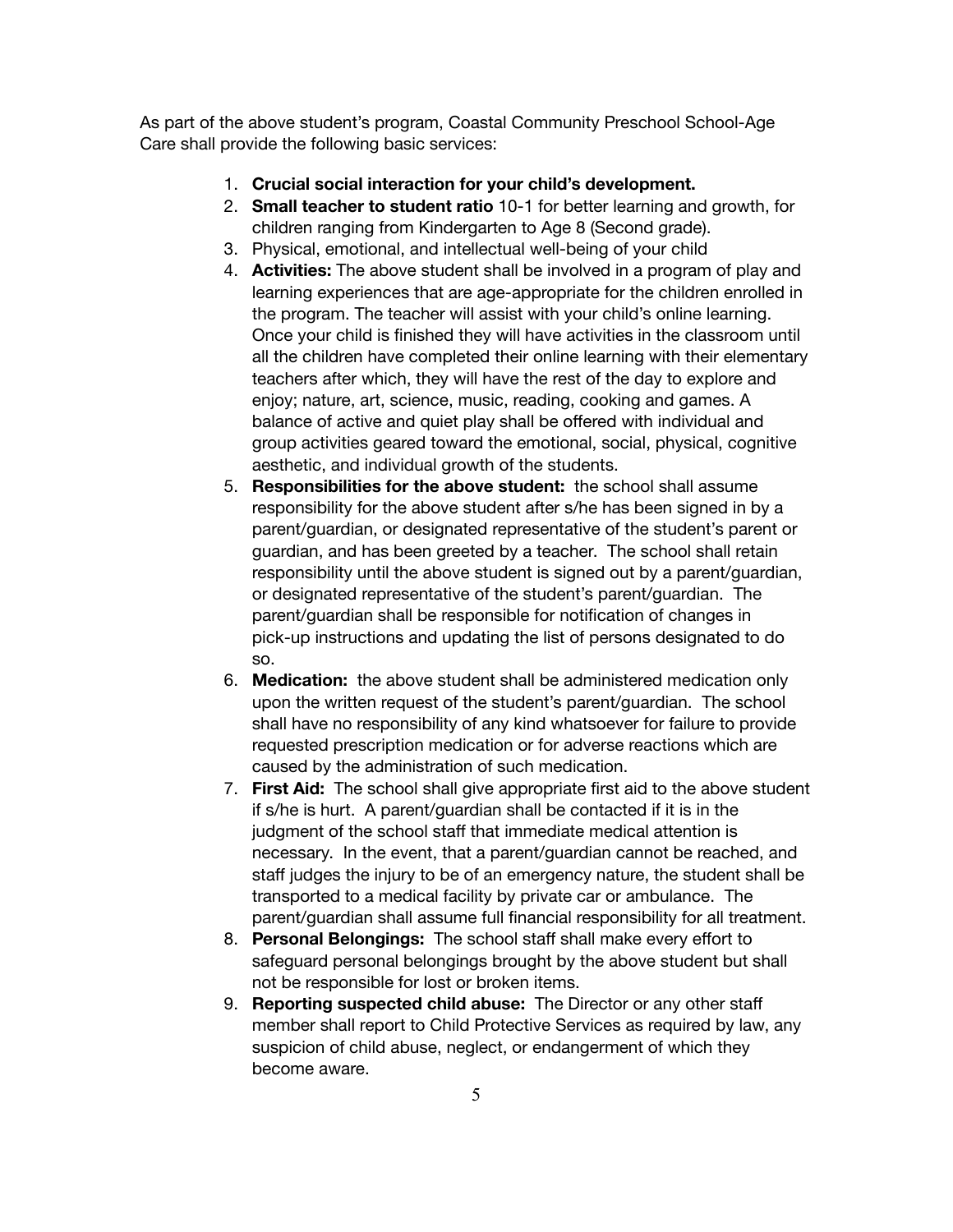As part of the above student's program, Coastal Community Preschool School-Age Care shall provide the following basic services:

1. **Crucial social interaction for your child's development.**
2. **Small teacher to student ratio** 10-1 for better learning and growth, for children ranging from Kindergarten to Age 8 (Second grade).
3. Physical, emotional, and intellectual well-being of your child
4. **Activities:** The above student shall be involved in a program of play and learning experiences that are age-appropriate for the children enrolled in the program. The teacher will assist with your child's online learning. Once your child is finished they will have activities in the classroom until all the children have completed their online learning with their elementary teachers after which, they will have the rest of the day to explore and enjoy; nature, art, science, music, reading, cooking and games. A balance of active and quiet play shall be offered with individual and group activities geared toward the emotional, social, physical, cognitive aesthetic, and individual growth of the students.
5. **Responsibilities for the above student:** the school shall assume responsibility for the above student after s/he has been signed in by a parent/guardian, or designated representative of the student's parent or guardian, and has been greeted by a teacher. The school shall retain responsibility until the above student is signed out by a parent/guardian, or designated representative of the student's parent/guardian. The parent/guardian shall be responsible for notification of changes in pick-up instructions and updating the list of persons designated to do so.
6. **Medication:** the above student shall be administered medication only upon the written request of the student's parent/guardian. The school shall have no responsibility of any kind whatsoever for failure to provide requested prescription medication or for adverse reactions which are caused by the administration of such medication.
7. **First Aid:** The school shall give appropriate first aid to the above student if s/he is hurt. A parent/guardian shall be contacted if it is in the judgment of the school staff that immediate medical attention is necessary. In the event, that a parent/guardian cannot be reached, and staff judges the injury to be of an emergency nature, the student shall be transported to a medical facility by private car or ambulance. The parent/guardian shall assume full financial responsibility for all treatment.
8. **Personal Belongings:** The school staff shall make every effort to safeguard personal belongings brought by the above student but shall not be responsible for lost or broken items.
9. **Reporting suspected child abuse:** The Director or any other staff member shall report to Child Protective Services as required by law, any suspicion of child abuse, neglect, or endangerment of which they become aware.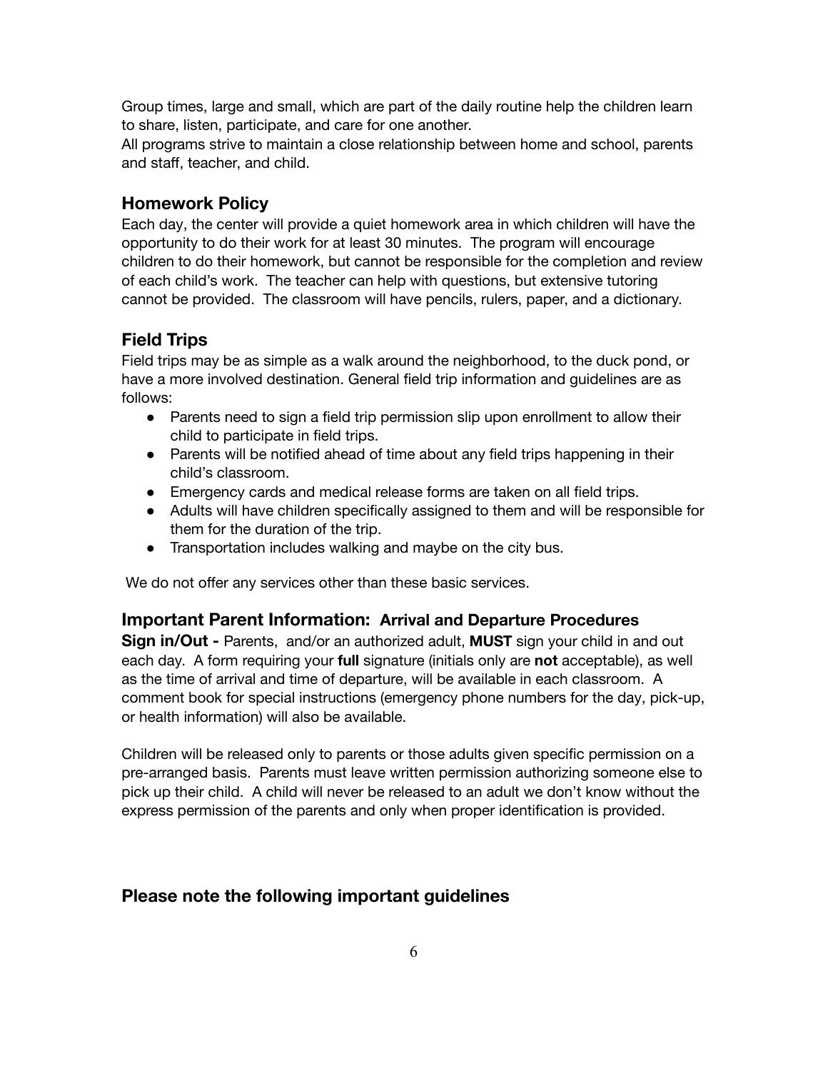Group times, large and small, which are part of the daily routine help the children learn to share, listen, participate, and care for one another.
All programs strive to maintain a close relationship between home and school, parents and staff, teacher, and child.

## Homework Policy

Each day, the center will provide a quiet homework area in which children will have the opportunity to do their work for at least 30 minutes. The program will encourage children to do their homework, but cannot be responsible for the completion and review of each child's work. The teacher can help with questions, but extensive tutoring cannot be provided. The classroom will have pencils, rulers, paper, and a dictionary.

## Field Trips

Field trips may be as simple as a walk around the neighborhood, to the duck pond, or have a more involved destination. General field trip information and guidelines are as follows:

- Parents need to sign a field trip permission slip upon enrollment to allow their child to participate in field trips.
- Parents will be notified ahead of time about any field trips happening in their child's classroom.
- Emergency cards and medical release forms are taken on all field trips.
- Adults will have children specifically assigned to them and will be responsible for them for the duration of the trip.
- Transportation includes walking and maybe on the city bus.

We do not offer any services other than these basic services.

## Important Parent Information: Arrival and Departure Procedures

**Sign in/Out -** Parents, and/or an authorized adult, **MUST** sign your child in and out each day. A form requiring your **full** signature (initials only are **not** acceptable), as well as the time of arrival and time of departure, will be available in each classroom. A comment book for special instructions (emergency phone numbers for the day, pick-up, or health information) will also be available.

Children will be released only to parents or those adults given specific permission on a pre-arranged basis. Parents must leave written permission authorizing someone else to pick up their child. A child will never be released to an adult we don't know without the express permission of the parents and only when proper identification is provided.

## Please note the following important guidelines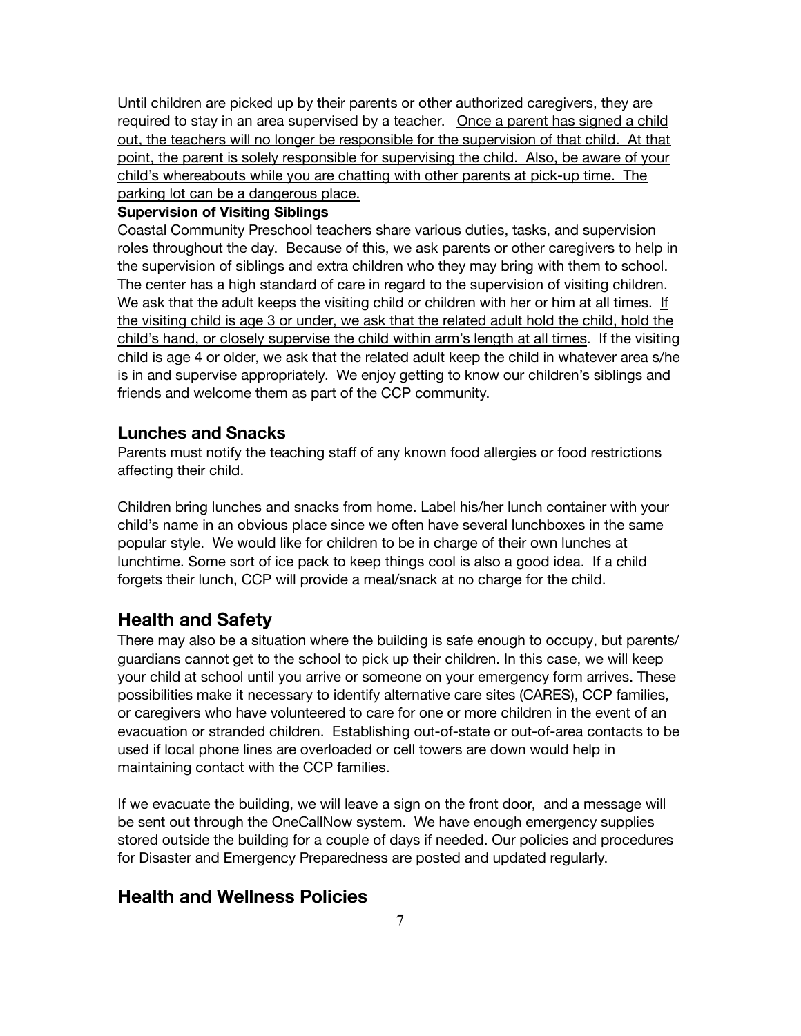Until children are picked up by their parents or other authorized caregivers, they are required to stay in an area supervised by a teacher. <u>Once a parent has signed a child out, the teachers will no longer be responsible for the supervision of that child. At that point, the parent is solely responsible for supervising the child. Also, be aware of your child's whereabouts while you are chatting with other parents at pick-up time. The parking lot can be a dangerous place.</u>

**Supervision of Visiting Siblings**

Coastal Community Preschool teachers share various duties, tasks, and supervision roles throughout the day. Because of this, we ask parents or other caregivers to help in the supervision of siblings and extra children who they may bring with them to school. The center has a high standard of care in regard to the supervision of visiting children. We ask that the adult keeps the visiting child or children with her or him at all times. <u>If the visiting child is age 3 or under, we ask that the related adult hold the child, hold the child's hand, or closely supervise the child within arm's length at all times</u>. If the visiting child is age 4 or older, we ask that the related adult keep the child in whatever area s/he is in and supervise appropriately. We enjoy getting to know our children's siblings and friends and welcome them as part of the CCP community.

### Lunches and Snacks

Parents must notify the teaching staff of any known food allergies or food restrictions affecting their child.

Children bring lunches and snacks from home. Label his/her lunch container with your child's name in an obvious place since we often have several lunchboxes in the same popular style. We would like for children to be in charge of their own lunches at lunchtime. Some sort of ice pack to keep things cool is also a good idea. If a child forgets their lunch, CCP will provide a meal/snack at no charge for the child.

## Health and Safety

There may also be a situation where the building is safe enough to occupy, but parents/guardians cannot get to the school to pick up their children. In this case, we will keep your child at school until you arrive or someone on your emergency form arrives. These possibilities make it necessary to identify alternative care sites (CARES), CCP families, or caregivers who have volunteered to care for one or more children in the event of an evacuation or stranded children. Establishing out-of-state or out-of-area contacts to be used if local phone lines are overloaded or cell towers are down would help in maintaining contact with the CCP families.

If we evacuate the building, we will leave a sign on the front door, and a message will be sent out through the OneCallNow system. We have enough emergency supplies stored outside the building for a couple of days if needed. Our policies and procedures for Disaster and Emergency Preparedness are posted and updated regularly.

## Health and Wellness Policies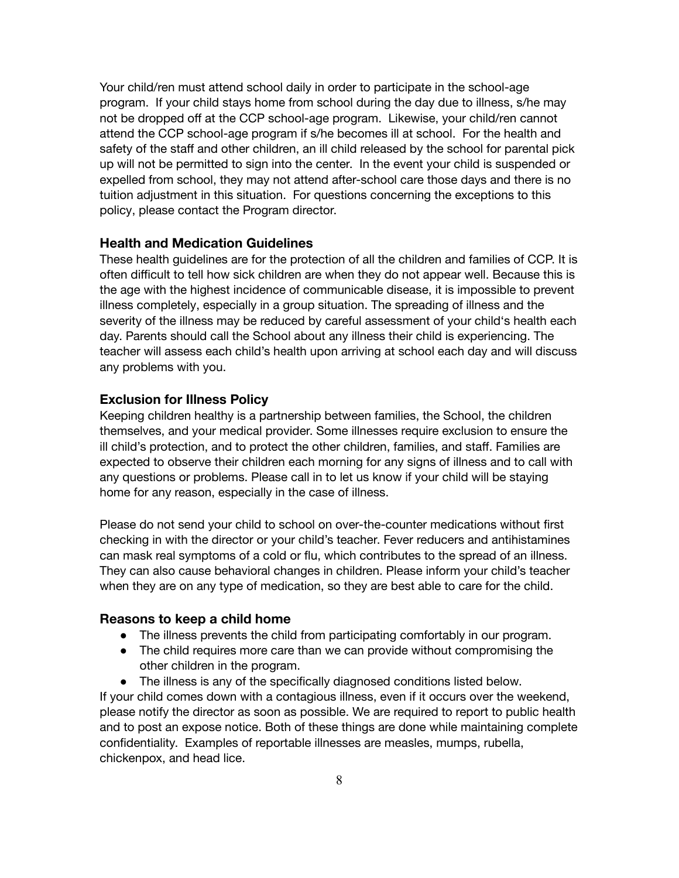Your child/ren must attend school daily in order to participate in the school-age program. If your child stays home from school during the day due to illness, s/he may not be dropped off at the CCP school-age program. Likewise, your child/ren cannot attend the CCP school-age program if s/he becomes ill at school. For the health and safety of the staff and other children, an ill child released by the school for parental pick up will not be permitted to sign into the center. In the event your child is suspended or expelled from school, they may not attend after-school care those days and there is no tuition adjustment in this situation. For questions concerning the exceptions to this policy, please contact the Program director.

### Health and Medication Guidelines

These health guidelines are for the protection of all the children and families of CCP. It is often difficult to tell how sick children are when they do not appear well. Because this is the age with the highest incidence of communicable disease, it is impossible to prevent illness completely, especially in a group situation. The spreading of illness and the severity of the illness may be reduced by careful assessment of your child's health each day. Parents should call the School about any illness their child is experiencing. The teacher will assess each child's health upon arriving at school each day and will discuss any problems with you.

### Exclusion for Illness Policy

Keeping children healthy is a partnership between families, the School, the children themselves, and your medical provider. Some illnesses require exclusion to ensure the ill child's protection, and to protect the other children, families, and staff. Families are expected to observe their children each morning for any signs of illness and to call with any questions or problems. Please call in to let us know if your child will be staying home for any reason, especially in the case of illness.

Please do not send your child to school on over-the-counter medications without first checking in with the director or your child's teacher. Fever reducers and antihistamines can mask real symptoms of a cold or flu, which contributes to the spread of an illness. They can also cause behavioral changes in children. Please inform your child's teacher when they are on any type of medication, so they are best able to care for the child.

### Reasons to keep a child home

- The illness prevents the child from participating comfortably in our program.
- The child requires more care than we can provide without compromising the other children in the program.
- The illness is any of the specifically diagnosed conditions listed below.

If your child comes down with a contagious illness, even if it occurs over the weekend, please notify the director as soon as possible. We are required to report to public health and to post an expose notice. Both of these things are done while maintaining complete confidentiality. Examples of reportable illnesses are measles, mumps, rubella, chickenpox, and head lice.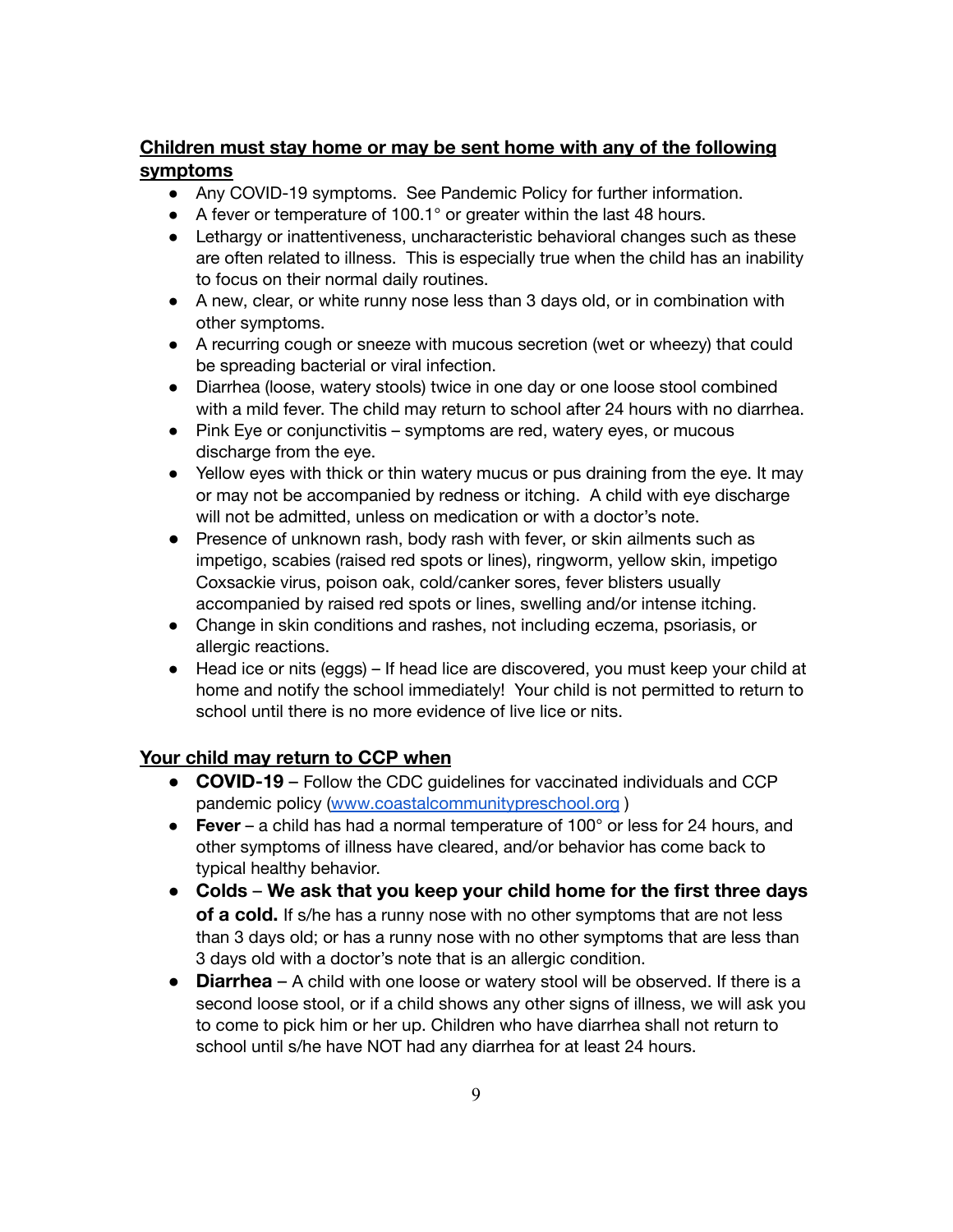**Children must stay home or may be sent home with any of the following symptoms**

- Any COVID-19 symptoms. See Pandemic Policy for further information.
- A fever or temperature of 100.1° or greater within the last 48 hours.
- Lethargy or inattentiveness, uncharacteristic behavioral changes such as these are often related to illness. This is especially true when the child has an inability to focus on their normal daily routines.
- A new, clear, or white runny nose less than 3 days old, or in combination with other symptoms.
- A recurring cough or sneeze with mucous secretion (wet or wheezy) that could be spreading bacterial or viral infection.
- Diarrhea (loose, watery stools) twice in one day or one loose stool combined with a mild fever. The child may return to school after 24 hours with no diarrhea.
- Pink Eye or conjunctivitis – symptoms are red, watery eyes, or mucous discharge from the eye.
- Yellow eyes with thick or thin watery mucus or pus draining from the eye. It may or may not be accompanied by redness or itching. A child with eye discharge will not be admitted, unless on medication or with a doctor's note.
- Presence of unknown rash, body rash with fever, or skin ailments such as impetigo, scabies (raised red spots or lines), ringworm, yellow skin, impetigo Coxsackie virus, poison oak, cold/canker sores, fever blisters usually accompanied by raised red spots or lines, swelling and/or intense itching.
- Change in skin conditions and rashes, not including eczema, psoriasis, or allergic reactions.
- Head ice or nits (eggs) – If head lice are discovered, you must keep your child at home and notify the school immediately! Your child is not permitted to return to school until there is no more evidence of live lice or nits.

**Your child may return to CCP when**

- **COVID-19** – Follow the CDC guidelines for vaccinated individuals and CCP pandemic policy (www.coastalcommunitypreschool.org )
- **Fever** – a child has had a normal temperature of 100° or less for 24 hours, and other symptoms of illness have cleared, and/or behavior has come back to typical healthy behavior.
- **Colds** – **We ask that you keep your child home for the first three days of a cold.** If s/he has a runny nose with no other symptoms that are not less than 3 days old; or has a runny nose with no other symptoms that are less than 3 days old with a doctor's note that is an allergic condition.
- **Diarrhea** – A child with one loose or watery stool will be observed. If there is a second loose stool, or if a child shows any other signs of illness, we will ask you to come to pick him or her up. Children who have diarrhea shall not return to school until s/he have NOT had any diarrhea for at least 24 hours.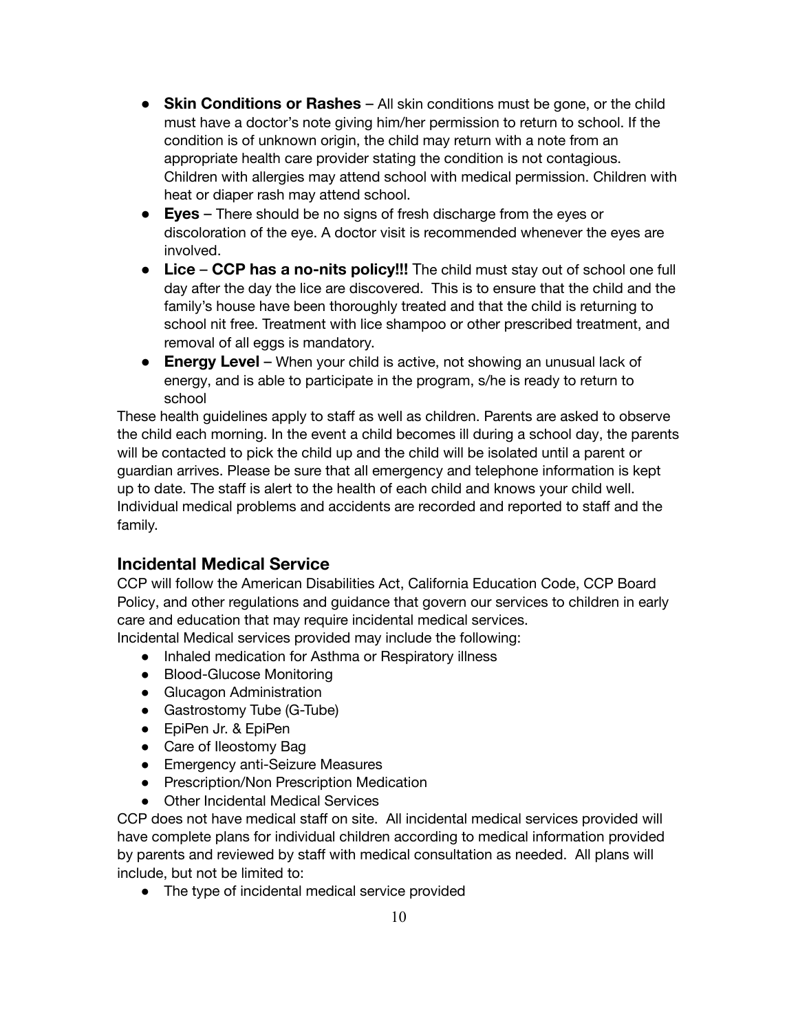- **Skin Conditions or Rashes** – All skin conditions must be gone, or the child must have a doctor's note giving him/her permission to return to school. If the condition is of unknown origin, the child may return with a note from an appropriate health care provider stating the condition is not contagious. Children with allergies may attend school with medical permission. Children with heat or diaper rash may attend school.
- **Eyes** – There should be no signs of fresh discharge from the eyes or discoloration of the eye. A doctor visit is recommended whenever the eyes are involved.
- **Lice** – **CCP has a no-nits policy!!!** The child must stay out of school one full day after the day the lice are discovered. This is to ensure that the child and the family's house have been thoroughly treated and that the child is returning to school nit free. Treatment with lice shampoo or other prescribed treatment, and removal of all eggs is mandatory.
- **Energy Level** – When your child is active, not showing an unusual lack of energy, and is able to participate in the program, s/he is ready to return to school

These health guidelines apply to staff as well as children. Parents are asked to observe the child each morning. In the event a child becomes ill during a school day, the parents will be contacted to pick the child up and the child will be isolated until a parent or guardian arrives. Please be sure that all emergency and telephone information is kept up to date. The staff is alert to the health of each child and knows your child well. Individual medical problems and accidents are recorded and reported to staff and the family.

## Incidental Medical Service

CCP will follow the American Disabilities Act, California Education Code, CCP Board Policy, and other regulations and guidance that govern our services to children in early care and education that may require incidental medical services.
Incidental Medical services provided may include the following:

- Inhaled medication for Asthma or Respiratory illness
- Blood-Glucose Monitoring
- Glucagon Administration
- Gastrostomy Tube (G-Tube)
- EpiPen Jr. & EpiPen
- Care of Ileostomy Bag
- Emergency anti-Seizure Measures
- Prescription/Non Prescription Medication
- Other Incidental Medical Services

CCP does not have medical staff on site. All incidental medical services provided will have complete plans for individual children according to medical information provided by parents and reviewed by staff with medical consultation as needed. All plans will include, but not be limited to:

- The type of incidental medical service provided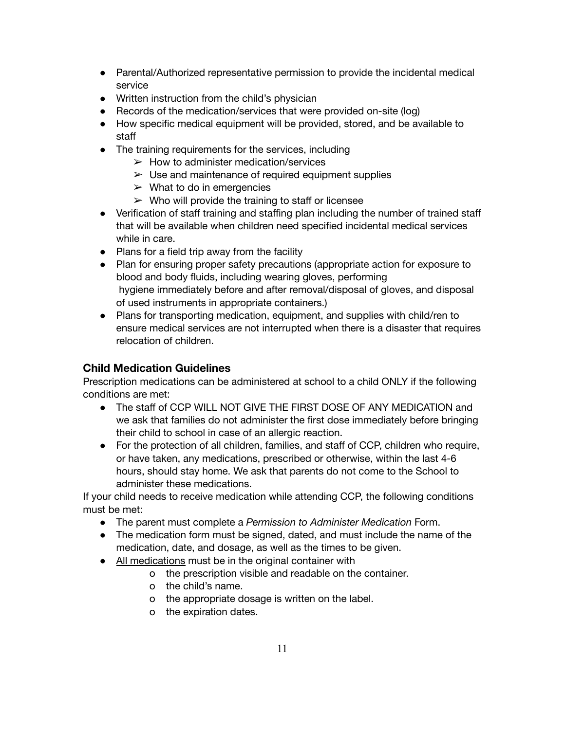- Parental/Authorized representative permission to provide the incidental medical service
- Written instruction from the child's physician
- Records of the medication/services that were provided on-site (log)
- How specific medical equipment will be provided, stored, and be available to staff
- The training requirements for the services, including
    - How to administer medication/services
    - Use and maintenance of required equipment supplies
    - What to do in emergencies
    - Who will provide the training to staff or licensee
- Verification of staff training and staffing plan including the number of trained staff that will be available when children need specified incidental medical services while in care.
- Plans for a field trip away from the facility
- Plan for ensuring proper safety precautions (appropriate action for exposure to blood and body fluids, including wearing gloves, performing hygiene immediately before and after removal/disposal of gloves, and disposal of used instruments in appropriate containers.)
- Plans for transporting medication, equipment, and supplies with child/ren to ensure medical services are not interrupted when there is a disaster that requires relocation of children.

### Child Medication Guidelines

Prescription medications can be administered at school to a child ONLY if the following conditions are met:

- The staff of CCP WILL NOT GIVE THE FIRST DOSE OF ANY MEDICATION and we ask that families do not administer the first dose immediately before bringing their child to school in case of an allergic reaction.
- For the protection of all children, families, and staff of CCP, children who require, or have taken, any medications, prescribed or otherwise, within the last 4-6 hours, should stay home. We ask that parents do not come to the School to administer these medications.

If your child needs to receive medication while attending CCP, the following conditions must be met:

- The parent must complete a *Permission to Administer Medication* Form.
- The medication form must be signed, dated, and must include the name of the medication, date, and dosage, as well as the times to be given.
- <u>All medications</u> must be in the original container with
    - o the prescription visible and readable on the container.
    - o the child's name.
    - o the appropriate dosage is written on the label.
    - o the expiration dates.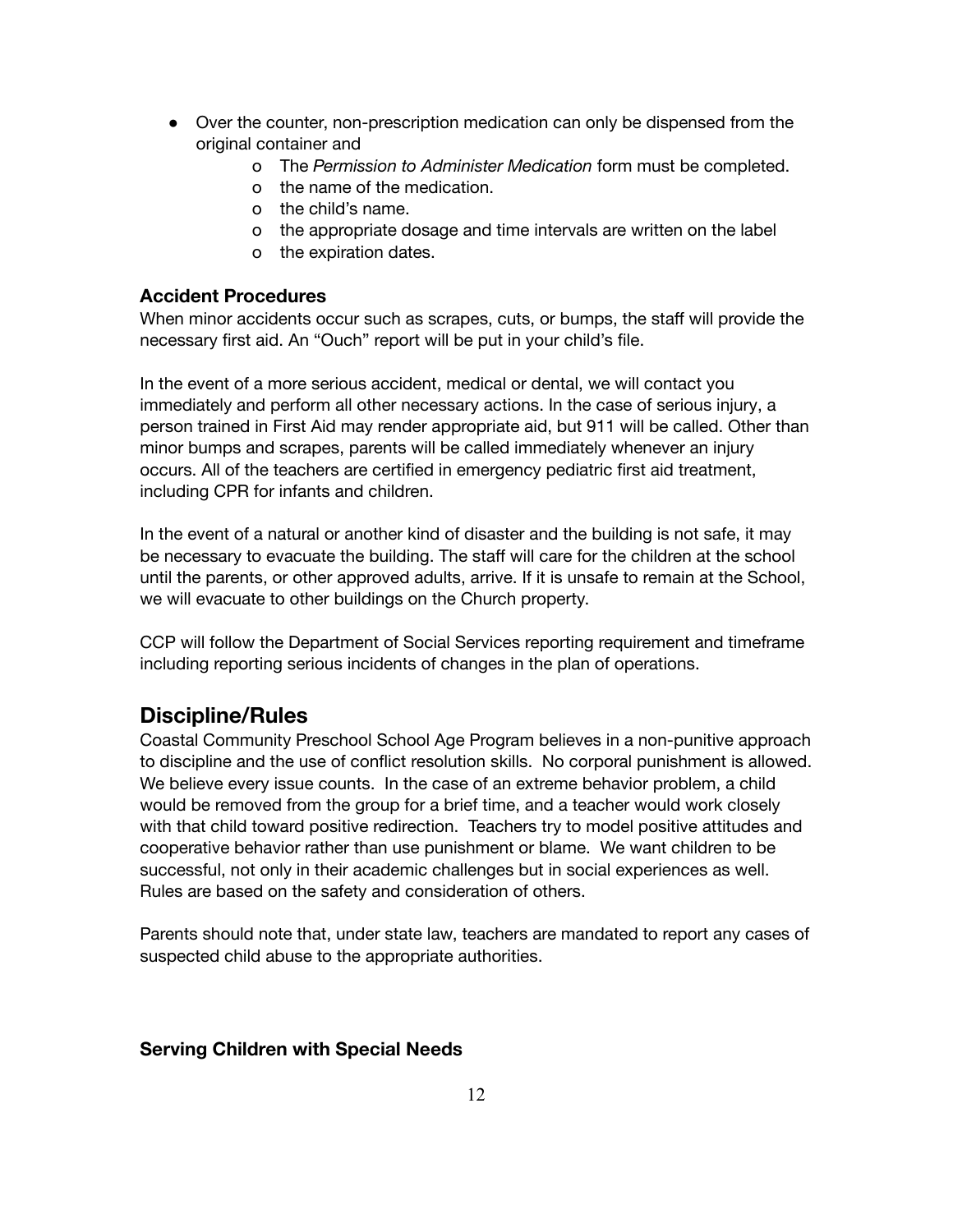- Over the counter, non-prescription medication can only be dispensed from the original container and
  - The *Permission to Administer Medication* form must be completed.
  - the name of the medication.
  - the child's name.
  - the appropriate dosage and time intervals are written on the label
  - the expiration dates.

### Accident Procedures

When minor accidents occur such as scrapes, cuts, or bumps, the staff will provide the necessary first aid. An "Ouch" report will be put in your child's file.

In the event of a more serious accident, medical or dental, we will contact you immediately and perform all other necessary actions. In the case of serious injury, a person trained in First Aid may render appropriate aid, but 911 will be called. Other than minor bumps and scrapes, parents will be called immediately whenever an injury occurs. All of the teachers are certified in emergency pediatric first aid treatment, including CPR for infants and children.

In the event of a natural or another kind of disaster and the building is not safe, it may be necessary to evacuate the building. The staff will care for the children at the school until the parents, or other approved adults, arrive. If it is unsafe to remain at the School, we will evacuate to other buildings on the Church property.

CCP will follow the Department of Social Services reporting requirement and timeframe including reporting serious incidents of changes in the plan of operations.

## Discipline/Rules

Coastal Community Preschool School Age Program believes in a non-punitive approach to discipline and the use of conflict resolution skills. No corporal punishment is allowed. We believe every issue counts. In the case of an extreme behavior problem, a child would be removed from the group for a brief time, and a teacher would work closely with that child toward positive redirection. Teachers try to model positive attitudes and cooperative behavior rather than use punishment or blame. We want children to be successful, not only in their academic challenges but in social experiences as well. Rules are based on the safety and consideration of others.

Parents should note that, under state law, teachers are mandated to report any cases of suspected child abuse to the appropriate authorities.

### Serving Children with Special Needs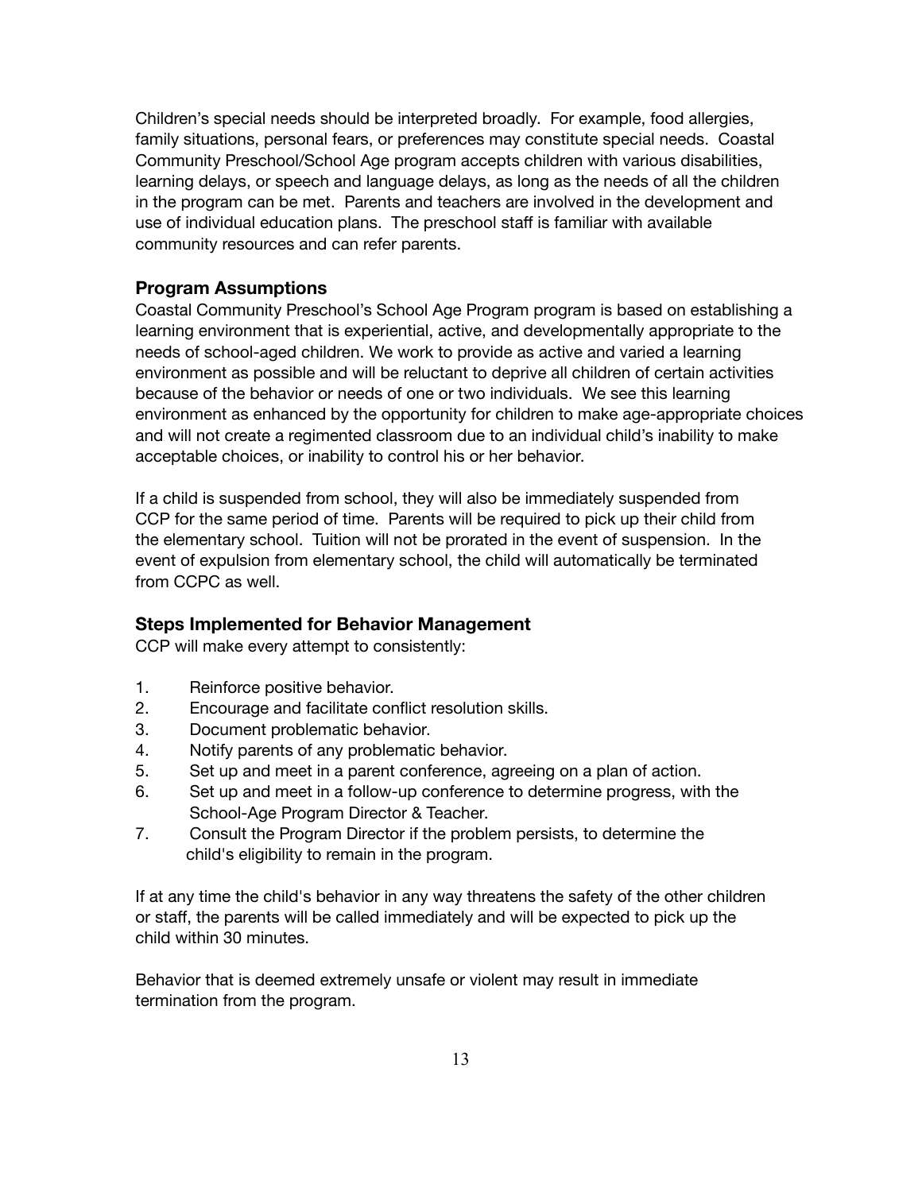Children's special needs should be interpreted broadly. For example, food allergies, family situations, personal fears, or preferences may constitute special needs. Coastal Community Preschool/School Age program accepts children with various disabilities, learning delays, or speech and language delays, as long as the needs of all the children in the program can be met. Parents and teachers are involved in the development and use of individual education plans. The preschool staff is familiar with available community resources and can refer parents.

### Program Assumptions

Coastal Community Preschool's School Age Program program is based on establishing a learning environment that is experiential, active, and developmentally appropriate to the needs of school-aged children. We work to provide as active and varied a learning environment as possible and will be reluctant to deprive all children of certain activities because of the behavior or needs of one or two individuals. We see this learning environment as enhanced by the opportunity for children to make age-appropriate choices and will not create a regimented classroom due to an individual child's inability to make acceptable choices, or inability to control his or her behavior.

If a child is suspended from school, they will also be immediately suspended from CCP for the same period of time. Parents will be required to pick up their child from the elementary school. Tuition will not be prorated in the event of suspension. In the event of expulsion from elementary school, the child will automatically be terminated from CCPC as well.

### Steps Implemented for Behavior Management

CCP will make every attempt to consistently:

1. Reinforce positive behavior.
2. Encourage and facilitate conflict resolution skills.
3. Document problematic behavior.
4. Notify parents of any problematic behavior.
5. Set up and meet in a parent conference, agreeing on a plan of action.
6. Set up and meet in a follow-up conference to determine progress, with the School-Age Program Director & Teacher.
7. Consult the Program Director if the problem persists, to determine the child's eligibility to remain in the program.

If at any time the child's behavior in any way threatens the safety of the other children or staff, the parents will be called immediately and will be expected to pick up the child within 30 minutes.

Behavior that is deemed extremely unsafe or violent may result in immediate termination from the program.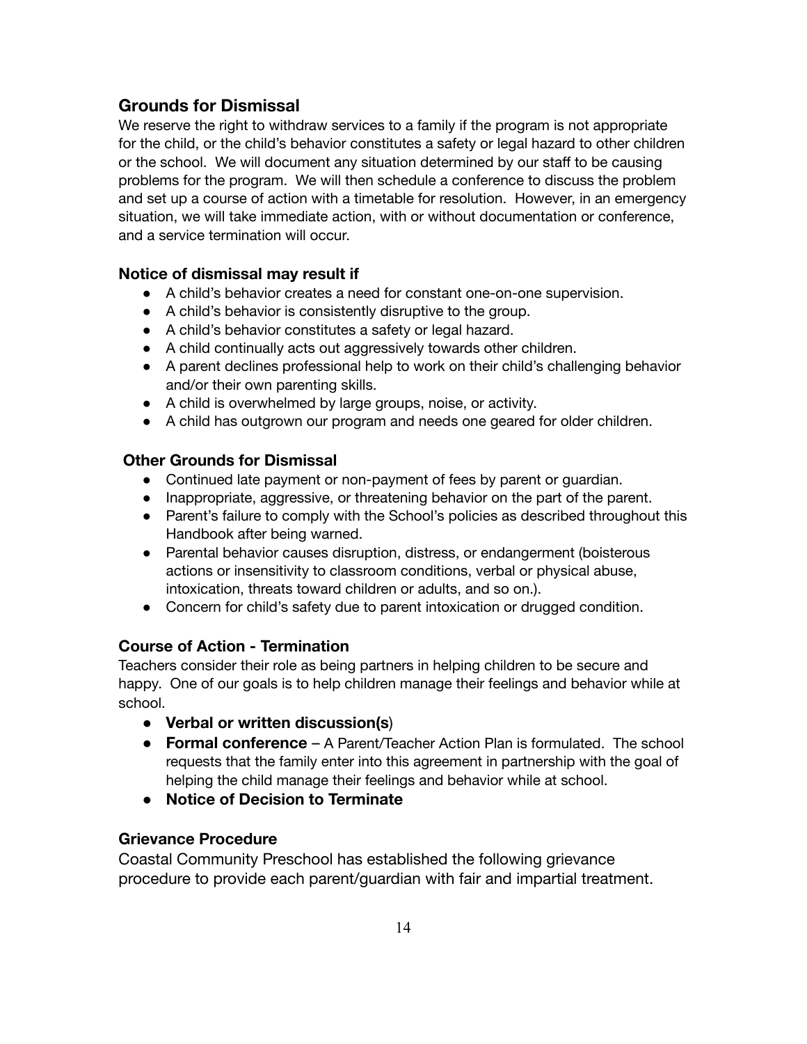## Grounds for Dismissal

We reserve the right to withdraw services to a family if the program is not appropriate for the child, or the child's behavior constitutes a safety or legal hazard to other children or the school. We will document any situation determined by our staff to be causing problems for the program. We will then schedule a conference to discuss the problem and set up a course of action with a timetable for resolution. However, in an emergency situation, we will take immediate action, with or without documentation or conference, and a service termination will occur.

### Notice of dismissal may result if

- A child's behavior creates a need for constant one-on-one supervision.
- A child's behavior is consistently disruptive to the group.
- A child's behavior constitutes a safety or legal hazard.
- A child continually acts out aggressively towards other children.
- A parent declines professional help to work on their child's challenging behavior and/or their own parenting skills.
- A child is overwhelmed by large groups, noise, or activity.
- A child has outgrown our program and needs one geared for older children.

### Other Grounds for Dismissal

- Continued late payment or non-payment of fees by parent or guardian.
- Inappropriate, aggressive, or threatening behavior on the part of the parent.
- Parent's failure to comply with the School's policies as described throughout this Handbook after being warned.
- Parental behavior causes disruption, distress, or endangerment (boisterous actions or insensitivity to classroom conditions, verbal or physical abuse, intoxication, threats toward children or adults, and so on.).
- Concern for child's safety due to parent intoxication or drugged condition.

### Course of Action - Termination

Teachers consider their role as being partners in helping children to be secure and happy. One of our goals is to help children manage their feelings and behavior while at school.

- **Verbal or written discussion(s**)
- **Formal conference** – A Parent/Teacher Action Plan is formulated. The school requests that the family enter into this agreement in partnership with the goal of helping the child manage their feelings and behavior while at school.
- **Notice of Decision to Terminate**

### Grievance Procedure

Coastal Community Preschool has established the following grievance procedure to provide each parent/guardian with fair and impartial treatment.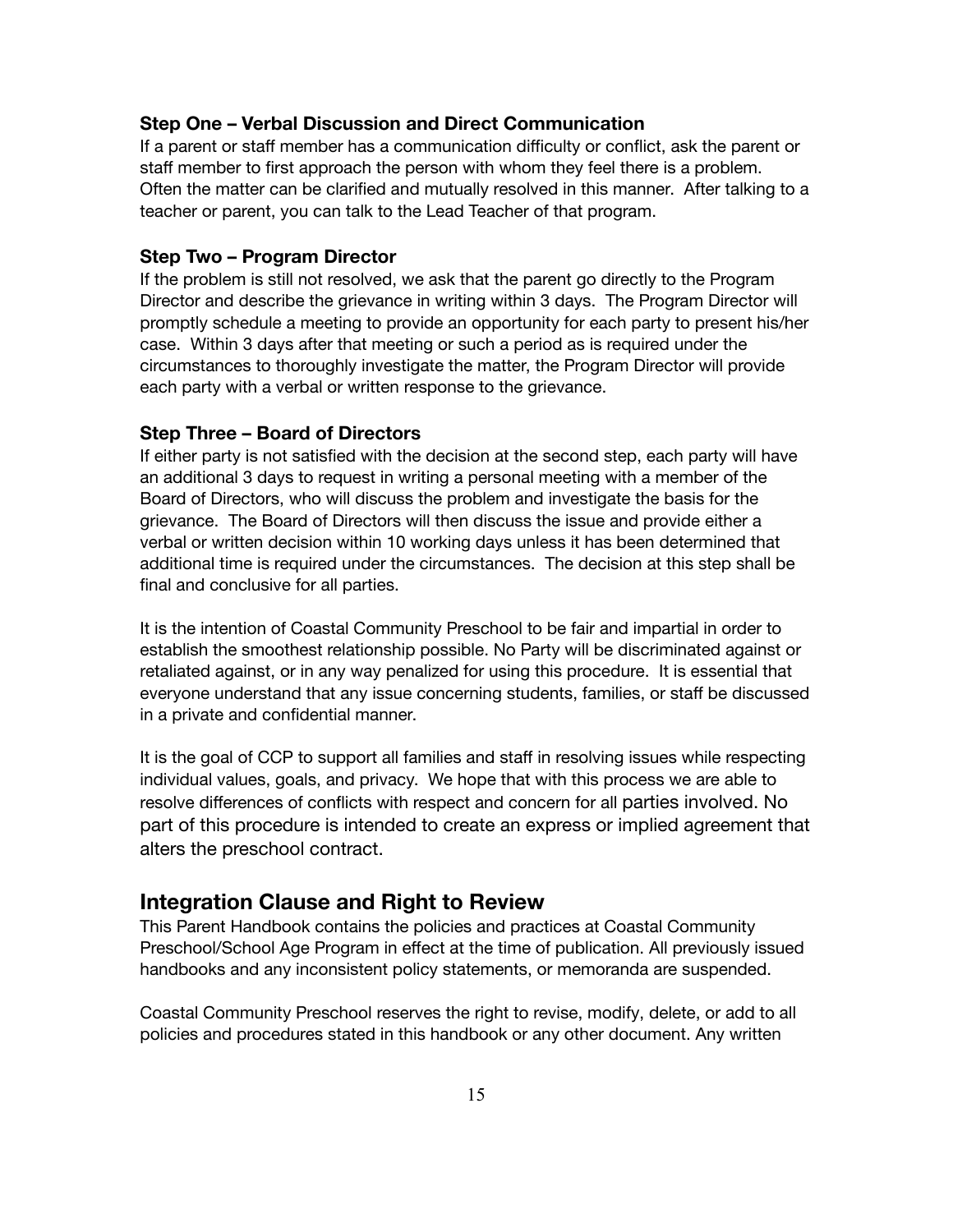#### Step One – Verbal Discussion and Direct Communication

If a parent or staff member has a communication difficulty or conflict, ask the parent or staff member to first approach the person with whom they feel there is a problem. Often the matter can be clarified and mutually resolved in this manner. After talking to a teacher or parent, you can talk to the Lead Teacher of that program.

#### Step Two – Program Director

If the problem is still not resolved, we ask that the parent go directly to the Program Director and describe the grievance in writing within 3 days. The Program Director will promptly schedule a meeting to provide an opportunity for each party to present his/her case. Within 3 days after that meeting or such a period as is required under the circumstances to thoroughly investigate the matter, the Program Director will provide each party with a verbal or written response to the grievance.

#### Step Three – Board of Directors

If either party is not satisfied with the decision at the second step, each party will have an additional 3 days to request in writing a personal meeting with a member of the Board of Directors, who will discuss the problem and investigate the basis for the grievance. The Board of Directors will then discuss the issue and provide either a verbal or written decision within 10 working days unless it has been determined that additional time is required under the circumstances. The decision at this step shall be final and conclusive for all parties.

It is the intention of Coastal Community Preschool to be fair and impartial in order to establish the smoothest relationship possible. No Party will be discriminated against or retaliated against, or in any way penalized for using this procedure. It is essential that everyone understand that any issue concerning students, families, or staff be discussed in a private and confidential manner.

It is the goal of CCP to support all families and staff in resolving issues while respecting individual values, goals, and privacy. We hope that with this process we are able to resolve differences of conflicts with respect and concern for all parties involved. No part of this procedure is intended to create an express or implied agreement that alters the preschool contract.

## Integration Clause and Right to Review

This Parent Handbook contains the policies and practices at Coastal Community Preschool/School Age Program in effect at the time of publication. All previously issued handbooks and any inconsistent policy statements, or memoranda are suspended.

Coastal Community Preschool reserves the right to revise, modify, delete, or add to all policies and procedures stated in this handbook or any other document. Any written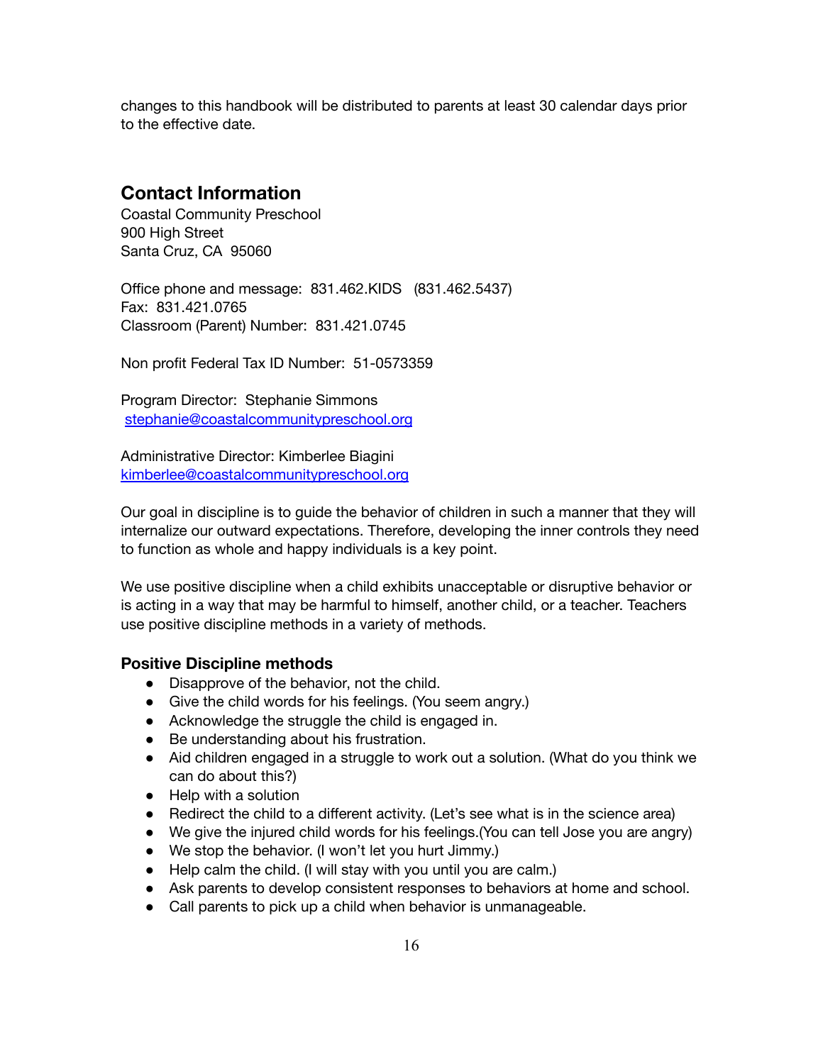changes to this handbook will be distributed to parents at least 30 calendar days prior to the effective date.

## Contact Information

Coastal Community Preschool
900 High Street
Santa Cruz, CA 95060

Office phone and message: 831.462.KIDS (831.462.5437)
Fax: 831.421.0765
Classroom (Parent) Number: 831.421.0745

Non profit Federal Tax ID Number: 51-0573359

Program Director: Stephanie Simmons
stephanie@coastalcommunitypreschool.org

Administrative Director: Kimberlee Biagini
kimberlee@coastalcommunitypreschool.org

Our goal in discipline is to guide the behavior of children in such a manner that they will internalize our outward expectations. Therefore, developing the inner controls they need to function as whole and happy individuals is a key point.

We use positive discipline when a child exhibits unacceptable or disruptive behavior or is acting in a way that may be harmful to himself, another child, or a teacher. Teachers use positive discipline methods in a variety of methods.

### Positive Discipline methods

- Disapprove of the behavior, not the child.
- Give the child words for his feelings. (You seem angry.)
- Acknowledge the struggle the child is engaged in.
- Be understanding about his frustration.
- Aid children engaged in a struggle to work out a solution. (What do you think we can do about this?)
- Help with a solution
- Redirect the child to a different activity. (Let's see what is in the science area)
- We give the injured child words for his feelings.(You can tell Jose you are angry)
- We stop the behavior. (I won't let you hurt Jimmy.)
- Help calm the child. (I will stay with you until you are calm.)
- Ask parents to develop consistent responses to behaviors at home and school.
- Call parents to pick up a child when behavior is unmanageable.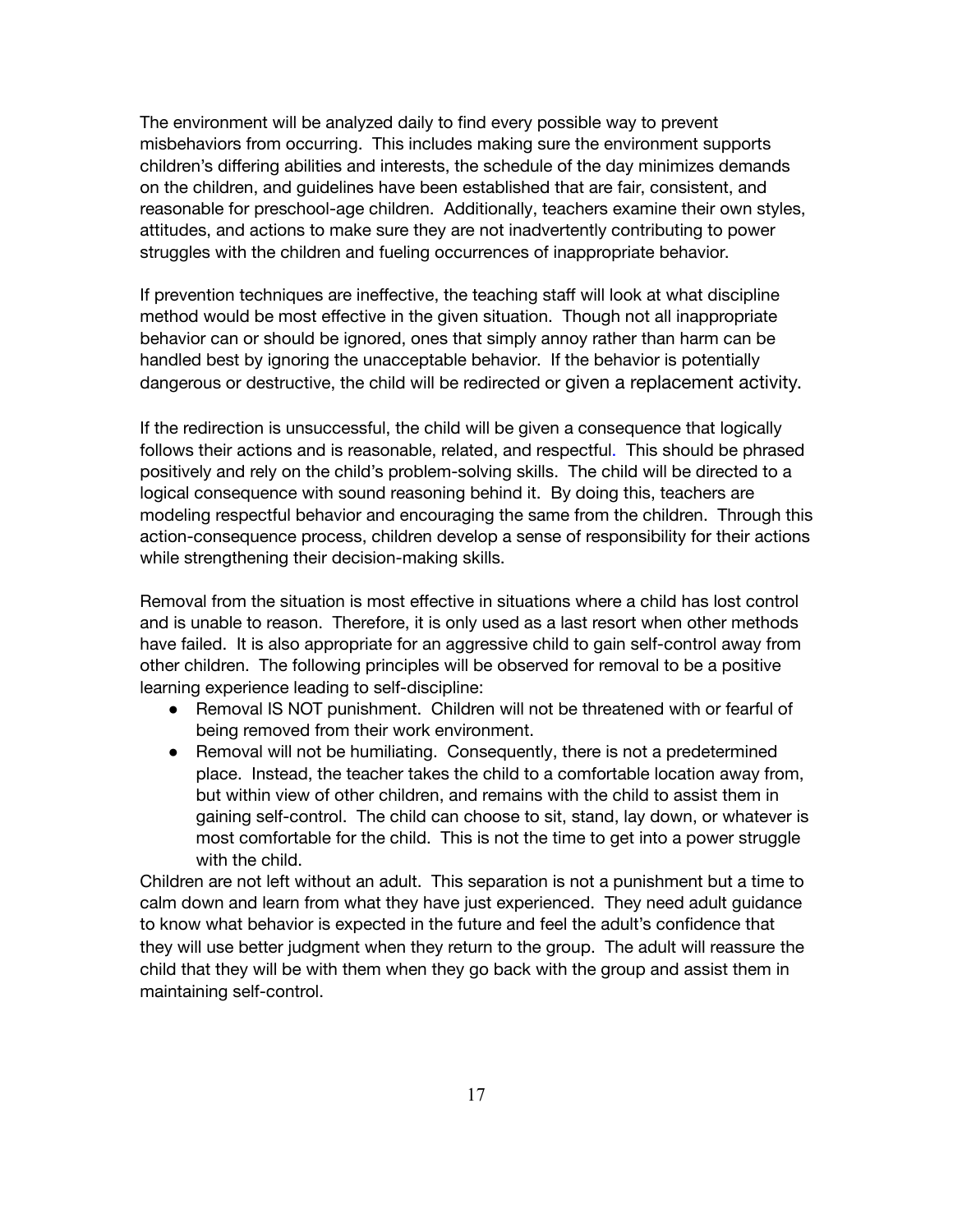The environment will be analyzed daily to find every possible way to prevent misbehaviors from occurring. This includes making sure the environment supports children's differing abilities and interests, the schedule of the day minimizes demands on the children, and guidelines have been established that are fair, consistent, and reasonable for preschool-age children. Additionally, teachers examine their own styles, attitudes, and actions to make sure they are not inadvertently contributing to power struggles with the children and fueling occurrences of inappropriate behavior.

If prevention techniques are ineffective, the teaching staff will look at what discipline method would be most effective in the given situation. Though not all inappropriate behavior can or should be ignored, ones that simply annoy rather than harm can be handled best by ignoring the unacceptable behavior. If the behavior is potentially dangerous or destructive, the child will be redirected or given a replacement activity.

If the redirection is unsuccessful, the child will be given a consequence that logically follows their actions and is reasonable, related, and respectful. This should be phrased positively and rely on the child's problem-solving skills. The child will be directed to a logical consequence with sound reasoning behind it. By doing this, teachers are modeling respectful behavior and encouraging the same from the children. Through this action-consequence process, children develop a sense of responsibility for their actions while strengthening their decision-making skills.

Removal from the situation is most effective in situations where a child has lost control and is unable to reason. Therefore, it is only used as a last resort when other methods have failed. It is also appropriate for an aggressive child to gain self-control away from other children. The following principles will be observed for removal to be a positive learning experience leading to self-discipline:

- Removal IS NOT punishment. Children will not be threatened with or fearful of being removed from their work environment.
- Removal will not be humiliating. Consequently, there is not a predetermined place. Instead, the teacher takes the child to a comfortable location away from, but within view of other children, and remains with the child to assist them in gaining self-control. The child can choose to sit, stand, lay down, or whatever is most comfortable for the child. This is not the time to get into a power struggle with the child.

Children are not left without an adult. This separation is not a punishment but a time to calm down and learn from what they have just experienced. They need adult guidance to know what behavior is expected in the future and feel the adult's confidence that they will use better judgment when they return to the group. The adult will reassure the child that they will be with them when they go back with the group and assist them in maintaining self-control.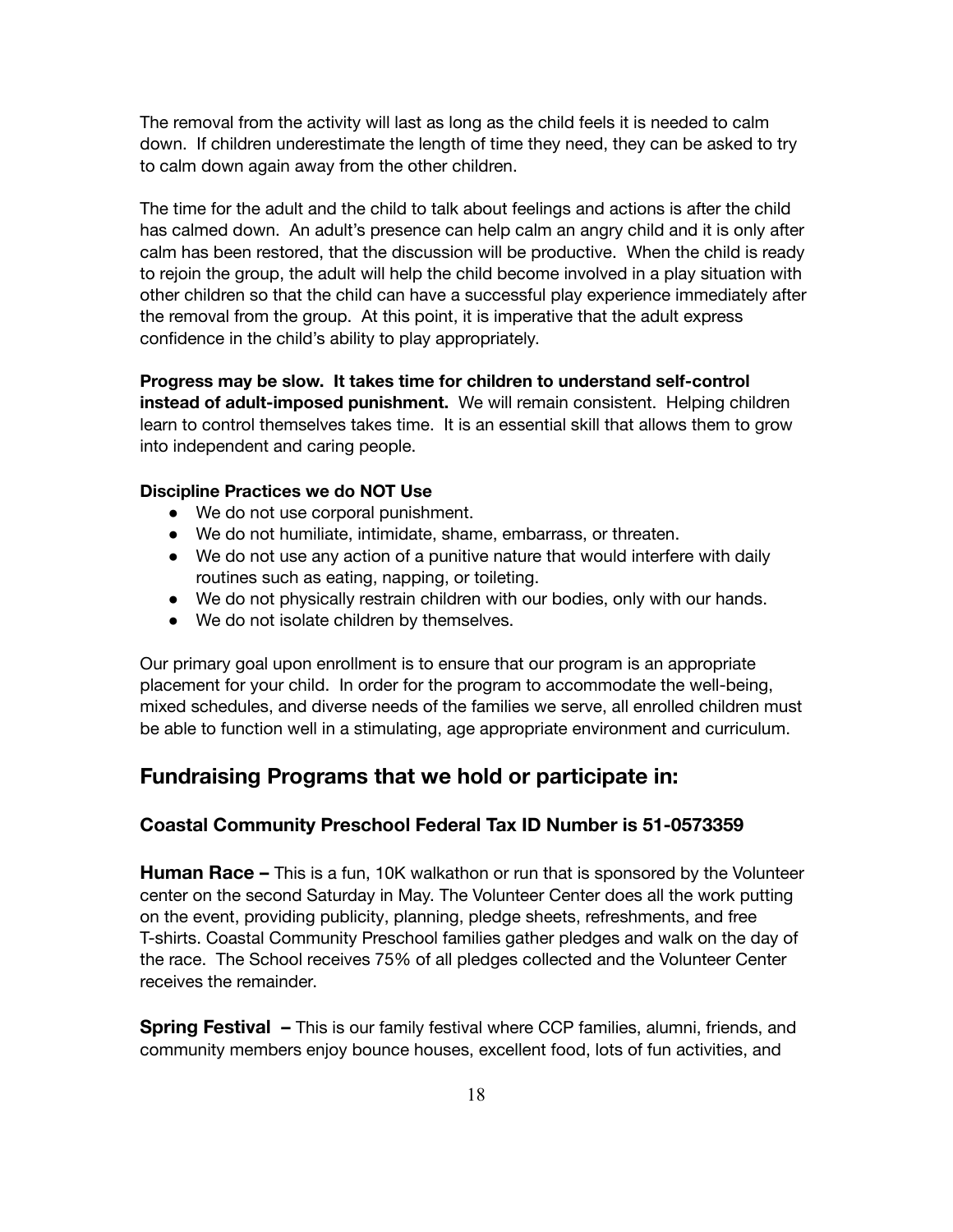The removal from the activity will last as long as the child feels it is needed to calm down. If children underestimate the length of time they need, they can be asked to try to calm down again away from the other children.

The time for the adult and the child to talk about feelings and actions is after the child has calmed down. An adult's presence can help calm an angry child and it is only after calm has been restored, that the discussion will be productive. When the child is ready to rejoin the group, the adult will help the child become involved in a play situation with other children so that the child can have a successful play experience immediately after the removal from the group. At this point, it is imperative that the adult express confidence in the child's ability to play appropriately.

**Progress may be slow. It takes time for children to understand self-control instead of adult-imposed punishment.** We will remain consistent. Helping children learn to control themselves takes time. It is an essential skill that allows them to grow into independent and caring people.

**Discipline Practices we do NOT Use**

- We do not use corporal punishment.
- We do not humiliate, intimidate, shame, embarrass, or threaten.
- We do not use any action of a punitive nature that would interfere with daily routines such as eating, napping, or toileting.
- We do not physically restrain children with our bodies, only with our hands.
- We do not isolate children by themselves.

Our primary goal upon enrollment is to ensure that our program is an appropriate placement for your child. In order for the program to accommodate the well-being, mixed schedules, and diverse needs of the families we serve, all enrolled children must be able to function well in a stimulating, age appropriate environment and curriculum.

## Fundraising Programs that we hold or participate in:

### Coastal Community Preschool Federal Tax ID Number is 51-0573359

**Human Race –** This is a fun, 10K walkathon or run that is sponsored by the Volunteer center on the second Saturday in May. The Volunteer Center does all the work putting on the event, providing publicity, planning, pledge sheets, refreshments, and free T-shirts. Coastal Community Preschool families gather pledges and walk on the day of the race. The School receives 75% of all pledges collected and the Volunteer Center receives the remainder.

**Spring Festival –** This is our family festival where CCP families, alumni, friends, and community members enjoy bounce houses, excellent food, lots of fun activities, and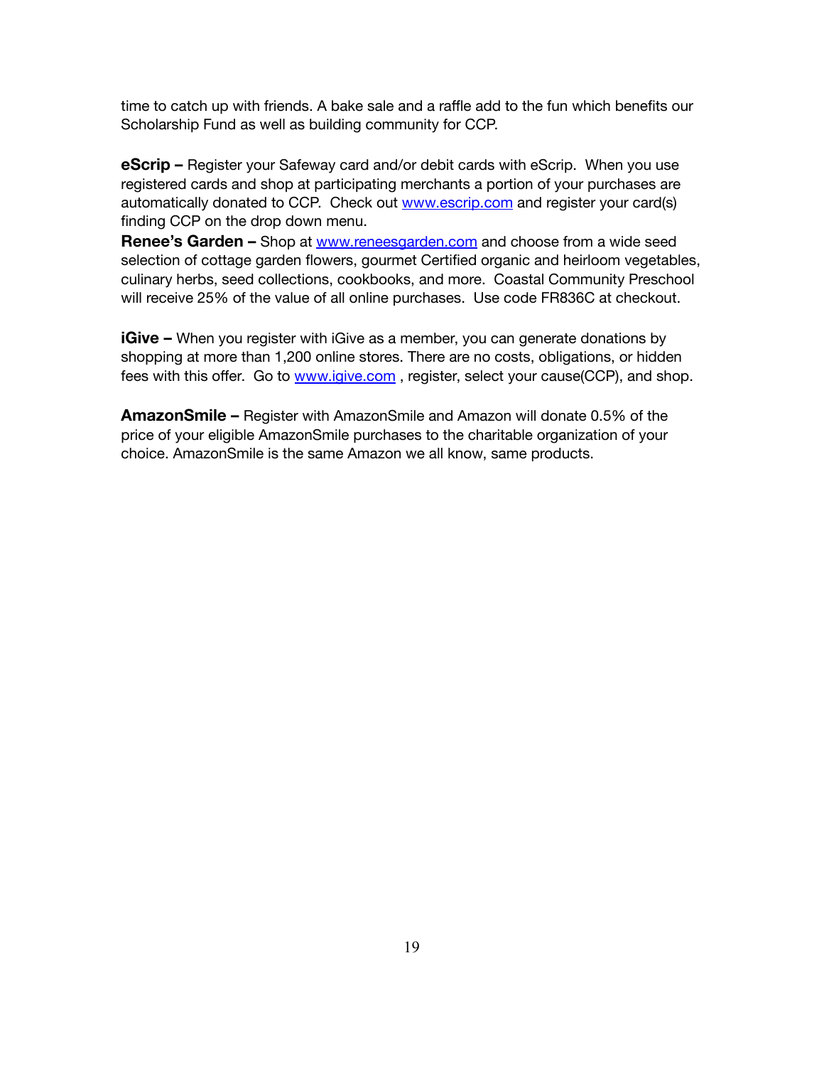time to catch up with friends. A bake sale and a raffle add to the fun which benefits our Scholarship Fund as well as building community for CCP.

**eScrip –** Register your Safeway card and/or debit cards with eScrip. When you use registered cards and shop at participating merchants a portion of your purchases are automatically donated to CCP. Check out [www.escrip.com](http://www.escrip.com) and register your card(s) finding CCP on the drop down menu.

**Renee's Garden –** Shop at [www.reneesgarden.com](http://www.reneesgarden.com) and choose from a wide seed selection of cottage garden flowers, gourmet Certified organic and heirloom vegetables, culinary herbs, seed collections, cookbooks, and more. Coastal Community Preschool will receive 25% of the value of all online purchases. Use code FR836C at checkout.

**iGive –** When you register with iGive as a member, you can generate donations by shopping at more than 1,200 online stores. There are no costs, obligations, or hidden fees with this offer. Go to [www.igive.com](http://www.igive.com) , register, select your cause(CCP), and shop.

**AmazonSmile –** Register with AmazonSmile and Amazon will donate 0.5% of the price of your eligible AmazonSmile purchases to the charitable organization of your choice. AmazonSmile is the same Amazon we all know, same products.